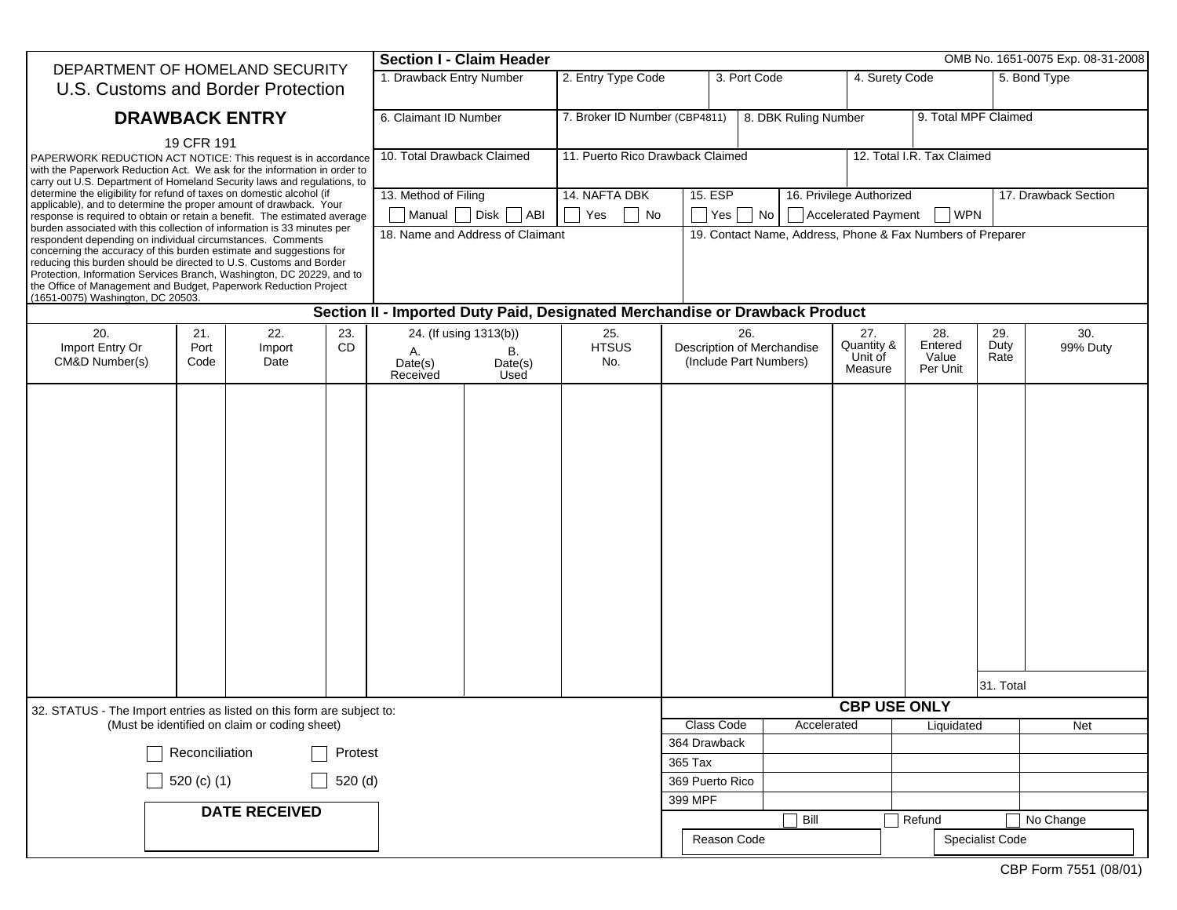DEPARTMENT OF HOMELAND SECURITY
U.S. Customs and Border Protection

# DRAWBACK ENTRY

19 CFR 191

PAPERWORK REDUCTION ACT NOTICE: This request is in accordance with the Paperwork Reduction Act. We ask for the information in order to carry out U.S. Department of Homeland Security laws and regulations, to determine the eligibility for refund of taxes on domestic alcohol (if applicable), and to determine the proper amount of drawback. Your response is required to obtain or retain a benefit. The estimated average burden associated with this collection of information is 33 minutes per respondent depending on individual circumstances. Comments concerning the accuracy of this burden estimate and suggestions for reducing this burden should be directed to U.S. Customs and Border Protection, Information Services Branch, Washington, DC 20229, and to the Office of Management and Budget, Paperwork Reduction Project (1651-0075) Washington, DC 20503.

## Section I - Claim Header

OMB No. 1651-0075 Exp. 08-31-2008

| 1. Drawback Entry Number | 2. Entry Type Code | 3. Port Code | 4. Surety Code | 5. Bond Type |
|---|---|---|---|---|
| | | | | |

| 6. Claimant ID Number | 7. Broker ID Number (CBP4811) | 8. DBK Ruling Number | 9. Total MPF Claimed |
|---|---|---|---|
| | | | |

| 10. Total Drawback Claimed | 11. Puerto Rico Drawback Claimed | 12. Total I.R. Tax Claimed |
|---|---|---|
| | | |

| 13. Method of Filing | 14. NAFTA DBK | 15. ESP | 16. Privilege Authorized | 17. Drawback Section |
|---|---|---|---|---|
| ☐ Manual ☐ Disk ☐ ABI | ☐ Yes ☐ No | ☐ Yes ☐ No | ☐ Accelerated Payment ☐ WPN | |

| 18. Name and Address of Claimant | 19. Contact Name, Address, Phone & Fax Numbers of Preparer |
|---|---|
| | |

## Section II - Imported Duty Paid, Designated Merchandise or Drawback Product

| 20. Import Entry Or CM&D Number(s) | 21. Port Code | 22. Import Date | 23. CD | 24. (If using 1313(b)) A. Date(s) Received | 24. B. Date(s) Used | 25. HTSUS No. | 26. Description of Merchandise (Include Part Numbers) | 27. Quantity & Unit of Measure | 28. Entered Value Per Unit | 29. Duty Rate | 30. 99% Duty |
|---|---|---|---|---|---|---|---|---|---|---|---|
| | | | | | | | | | | | |
| | | | | | | | | | | 31. Total | |

32. STATUS - The Import entries as listed on this form are subject to:
(Must be identified on claim or coding sheet)

☐ Reconciliation ☐ Protest

☐ 520 (c) (1) ☐ 520 (d)

**DATE RECEIVED**

### CBP USE ONLY

| Class Code | Accelerated | Liquidated | Net |
|---|---|---|---|
| 364 Drawback | | | |
| 365 Tax | | | |
| 369 Puerto Rico | | | |
| 399 MPF | | | |

☐ Bill ☐ Refund ☐ No Change

Reason Code

Specialist Code

CBP Form 7551 (08/01)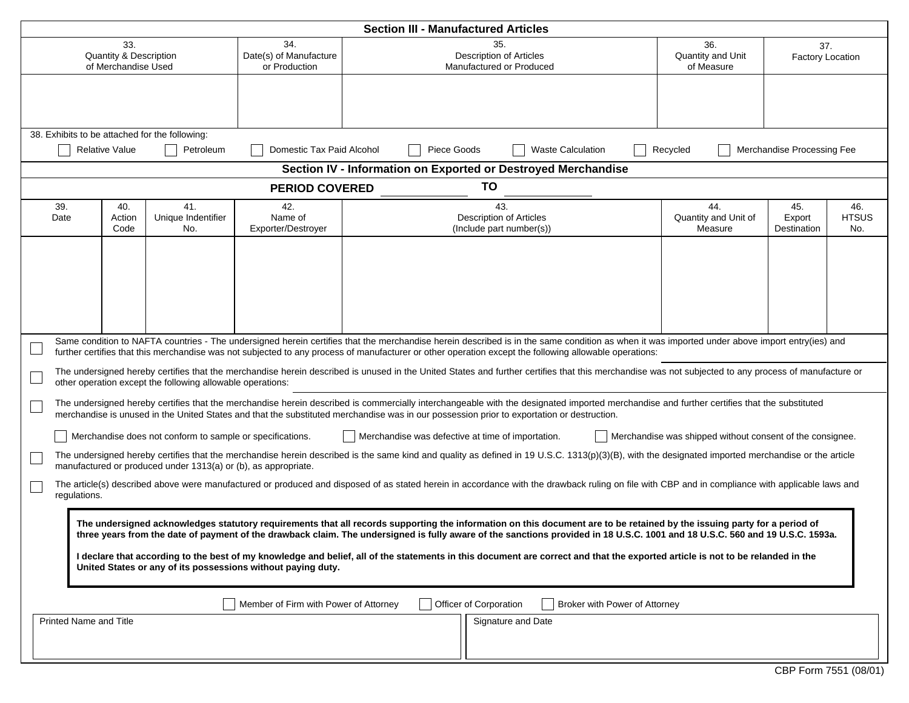## Section III - Manufactured Articles

| 33. Quantity & Description of Merchandise Used | 34. Date(s) of Manufacture or Production | 35. Description of Articles Manufactured or Produced | 36. Quantity and Unit of Measure | 37. Factory Location |
|---|---|---|---|---|
| | | | | |

38. Exhibits to be attached for the following:

☐ Relative Value ☐ Petroleum ☐ Domestic Tax Paid Alcohol ☐ Piece Goods ☐ Waste Calculation ☐ Recycled ☐ Merchandise Processing Fee

## Section IV - Information on Exported or Destroyed Merchandise

**PERIOD COVERED** ____________ **TO** ____________

| 39. Date | 40. Action Code | 41. Unique Indentifier No. | 42. Name of Exporter/Destroyer | 43. Description of Articles (Include part number(s)) | 44. Quantity and Unit of Measure | 45. Export Destination | 46. HTSUS No. |
|---|---|---|---|---|---|---|---|
| | | | | | | | |

☐ Same condition to NAFTA countries - The undersigned herein certifies that the merchandise herein described is in the same condition as when it was imported under above import entry(ies) and further certifies that this merchandise was not subjected to any process of manufacturer or other operation except the following allowable operations: ____________

☐ The undersigned hereby certifies that the merchandise herein described is unused in the United States and further certifies that this merchandise was not subjected to any process of manufacture or other operation except the following allowable operations: ____________

☐ The undersigned hereby certifies that the merchandise herein described is commercially interchangeable with the designated imported merchandise and further certifies that the substituted merchandise is unused in the United States and that the substituted merchandise was in our possession prior to exportation or destruction.

☐ Merchandise does not conform to sample or specifications. ☐ Merchandise was defective at time of importation. ☐ Merchandise was shipped without consent of the consignee.

☐ The undersigned hereby certifies that the merchandise herein described is the same kind and quality as defined in 19 U.S.C. 1313(p)(3)(B), with the designated imported merchandise or the article manufactured or produced under 1313(a) or (b), as appropriate.

☐ The article(s) described above were manufactured or produced and disposed of as stated herein in accordance with the drawback ruling on file with CBP and in compliance with applicable laws and regulations.

**The undersigned acknowledges statutory requirements that all records supporting the information on this document are to be retained by the issuing party for a period of three years from the date of payment of the drawback claim. The undersigned is fully aware of the sanctions provided in 18 U.S.C. 1001 and 18 U.S.C. 560 and 19 U.S.C. 1593a.**

**I declare that according to the best of my knowledge and belief, all of the statements in this document are correct and that the exported article is not to be relanded in the United States or any of its possessions without paying duty.**

☐ Member of Firm with Power of Attorney ☐ Officer of Corporation ☐ Broker with Power of Attorney

| Printed Name and Title | Signature and Date |
|---|---|
| | |

CBP Form 7551 (08/01)